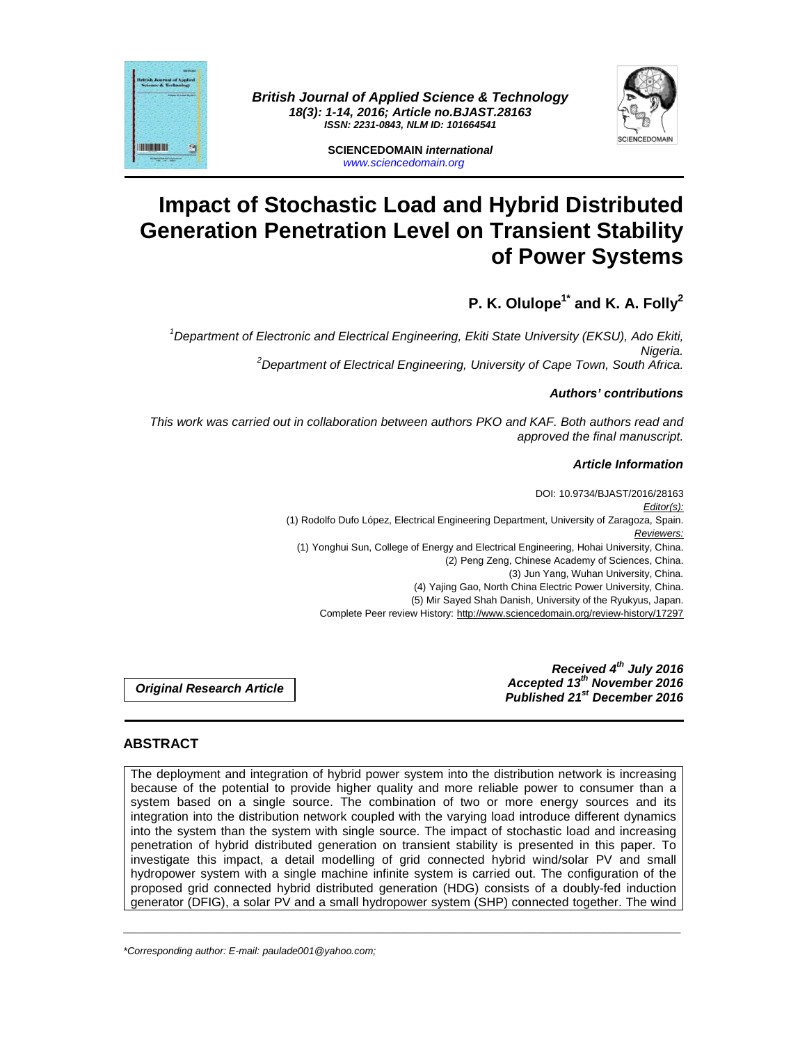**British Journal of Applied Science & Technology**
*18(3): 1-14, 2016; Article no.BJAST.28163*
*ISSN: 2231-0843, NLM ID: 101664541*

**SCIENCEDOMAIN *international***
www.sciencedomain.org

# Impact of Stochastic Load and Hybrid Distributed Generation Penetration Level on Transient Stability of Power Systems

**P. K. Olulope[1*] and K. A. Folly[2]**

*[1]Department of Electronic and Electrical Engineering, Ekiti State University (EKSU), Ado Ekiti, Nigeria.*
*[2]Department of Electrical Engineering, University of Cape Town, South Africa.*

***Authors' contributions***

*This work was carried out in collaboration between authors PKO and KAF. Both authors read and approved the final manuscript.*

***Article Information***

DOI: 10.9734/BJAST/2016/28163
*Editor(s):*
(1) Rodolfo Dufo López, Electrical Engineering Department, University of Zaragoza, Spain.
*Reviewers:*
(1) Yonghui Sun, College of Energy and Electrical Engineering, Hohai University, China.
(2) Peng Zeng, Chinese Academy of Sciences, China.
(3) Jun Yang, Wuhan University, China.
(4) Yajing Gao, North China Electric Power University, China.
(5) Mir Sayed Shah Danish, University of the Ryukyus, Japan.
Complete Peer review History: http://www.sciencedomain.org/review-history/17297

***Original Research Article***

***Received 4th July 2016***
***Accepted 13th November 2016***
***Published 21st December 2016***

## ABSTRACT

The deployment and integration of hybrid power system into the distribution network is increasing because of the potential to provide higher quality and more reliable power to consumer than a system based on a single source. The combination of two or more energy sources and its integration into the distribution network coupled with the varying load introduce different dynamics into the system than the system with single source. The impact of stochastic load and increasing penetration of hybrid distributed generation on transient stability is presented in this paper. To investigate this impact, a detail modelling of grid connected hybrid wind/solar PV and small hydropower system with a single machine infinite system is carried out. The configuration of the proposed grid connected hybrid distributed generation (HDG) consists of a doubly-fed induction generator (DFIG), a solar PV and a small hydropower system (SHP) connected together. The wind

*Corresponding author: E-mail: paulade001@yahoo.com;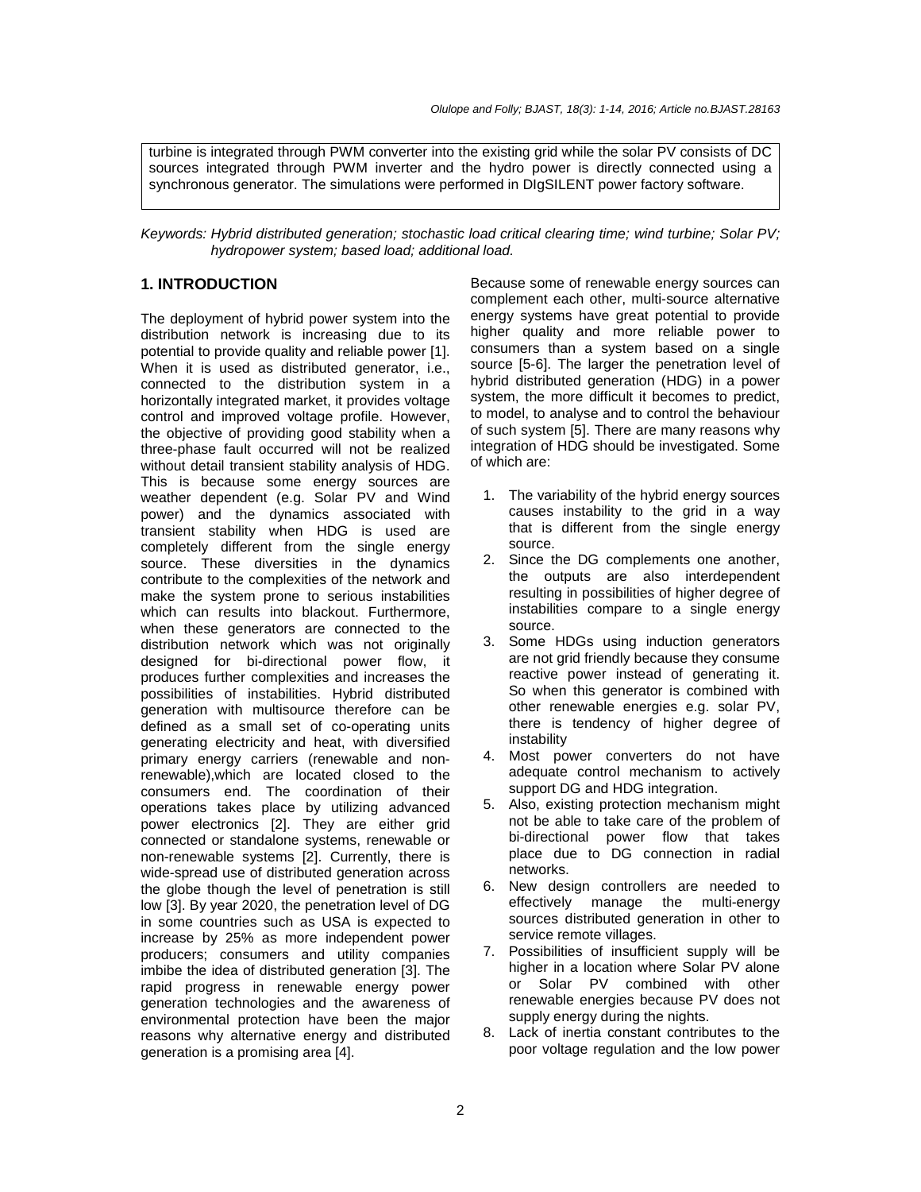turbine is integrated through PWM converter into the existing grid while the solar PV consists of DC sources integrated through PWM inverter and the hydro power is directly connected using a synchronous generator. The simulations were performed in DIgSILENT power factory software.

*Keywords: Hybrid distributed generation; stochastic load critical clearing time; wind turbine; Solar PV; hydropower system; based load; additional load.*

## 1. INTRODUCTION

The deployment of hybrid power system into the distribution network is increasing due to its potential to provide quality and reliable power [1]. When it is used as distributed generator, i.e., connected to the distribution system in a horizontally integrated market, it provides voltage control and improved voltage profile. However, the objective of providing good stability when a three-phase fault occurred will not be realized without detail transient stability analysis of HDG. This is because some energy sources are weather dependent (e.g. Solar PV and Wind power) and the dynamics associated with transient stability when HDG is used are completely different from the single energy source. These diversities in the dynamics contribute to the complexities of the network and make the system prone to serious instabilities which can results into blackout. Furthermore, when these generators are connected to the distribution network which was not originally designed for bi-directional power flow, it produces further complexities and increases the possibilities of instabilities. Hybrid distributed generation with multisource therefore can be defined as a small set of co-operating units generating electricity and heat, with diversified primary energy carriers (renewable and non-renewable),which are located closed to the consumers end. The coordination of their operations takes place by utilizing advanced power electronics [2]. They are either grid connected or standalone systems, renewable or non-renewable systems [2]. Currently, there is wide-spread use of distributed generation across the globe though the level of penetration is still low [3]. By year 2020, the penetration level of DG in some countries such as USA is expected to increase by 25% as more independent power producers; consumers and utility companies imbibe the idea of distributed generation [3]. The rapid progress in renewable energy power generation technologies and the awareness of environmental protection have been the major reasons why alternative energy and distributed generation is a promising area [4].

Because some of renewable energy sources can complement each other, multi-source alternative energy systems have great potential to provide higher quality and more reliable power to consumers than a system based on a single source [5-6]. The larger the penetration level of hybrid distributed generation (HDG) in a power system, the more difficult it becomes to predict, to model, to analyse and to control the behaviour of such system [5]. There are many reasons why integration of HDG should be investigated. Some of which are:

1. The variability of the hybrid energy sources causes instability to the grid in a way that is different from the single energy source.
2. Since the DG complements one another, the outputs are also interdependent resulting in possibilities of higher degree of instabilities compare to a single energy source.
3. Some HDGs using induction generators are not grid friendly because they consume reactive power instead of generating it. So when this generator is combined with other renewable energies e.g. solar PV, there is tendency of higher degree of instability
4. Most power converters do not have adequate control mechanism to actively support DG and HDG integration.
5. Also, existing protection mechanism might not be able to take care of the problem of bi-directional power flow that takes place due to DG connection in radial networks.
6. New design controllers are needed to effectively manage the multi-energy sources distributed generation in other to service remote villages.
7. Possibilities of insufficient supply will be higher in a location where Solar PV alone or Solar PV combined with other renewable energies because PV does not supply energy during the nights.
8. Lack of inertia constant contributes to the poor voltage regulation and the low power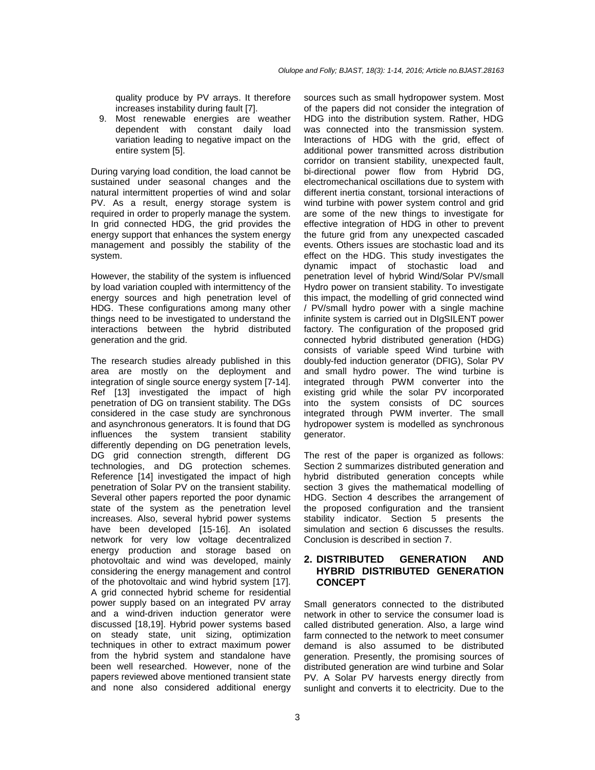quality produce by PV arrays. It therefore increases instability during fault [7].

9. Most renewable energies are weather dependent with constant daily load variation leading to negative impact on the entire system [5].

During varying load condition, the load cannot be sustained under seasonal changes and the natural intermittent properties of wind and solar PV. As a result, energy storage system is required in order to properly manage the system. In grid connected HDG, the grid provides the energy support that enhances the system energy management and possibly the stability of the system.

However, the stability of the system is influenced by load variation coupled with intermittency of the energy sources and high penetration level of HDG. These configurations among many other things need to be investigated to understand the interactions between the hybrid distributed generation and the grid.

The research studies already published in this area are mostly on the deployment and integration of single source energy system [7-14]. Ref [13] investigated the impact of high penetration of DG on transient stability. The DGs considered in the case study are synchronous and asynchronous generators. It is found that DG influences the system transient stability differently depending on DG penetration levels, DG grid connection strength, different DG technologies, and DG protection schemes. Reference [14] investigated the impact of high penetration of Solar PV on the transient stability. Several other papers reported the poor dynamic state of the system as the penetration level increases. Also, several hybrid power systems have been developed [15-16]. An isolated network for very low voltage decentralized energy production and storage based on photovoltaic and wind was developed, mainly considering the energy management and control of the photovoltaic and wind hybrid system [17]. A grid connected hybrid scheme for residential power supply based on an integrated PV array and a wind-driven induction generator were discussed [18,19]. Hybrid power systems based on steady state, unit sizing, optimization techniques in other to extract maximum power from the hybrid system and standalone have been well researched. However, none of the papers reviewed above mentioned transient state and none also considered additional energy sources such as small hydropower system. Most of the papers did not consider the integration of HDG into the distribution system. Rather, HDG was connected into the transmission system. Interactions of HDG with the grid, effect of additional power transmitted across distribution corridor on transient stability, unexpected fault, bi-directional power flow from Hybrid DG, electromechanical oscillations due to system with different inertia constant, torsional interactions of wind turbine with power system control and grid are some of the new things to investigate for effective integration of HDG in other to prevent the future grid from any unexpected cascaded events. Others issues are stochastic load and its effect on the HDG. This study investigates the dynamic impact of stochastic load and penetration level of hybrid Wind/Solar PV/small Hydro power on transient stability. To investigate this impact, the modelling of grid connected wind / PV/small hydro power with a single machine infinite system is carried out in DIgSILENT power factory. The configuration of the proposed grid connected hybrid distributed generation (HDG) consists of variable speed Wind turbine with doubly-fed induction generator (DFIG), Solar PV and small hydro power. The wind turbine is integrated through PWM converter into the existing grid while the solar PV incorporated into the system consists of DC sources integrated through PWM inverter. The small hydropower system is modelled as synchronous generator.

The rest of the paper is organized as follows: Section 2 summarizes distributed generation and hybrid distributed generation concepts while section 3 gives the mathematical modelling of HDG. Section 4 describes the arrangement of the proposed configuration and the transient stability indicator. Section 5 presents the simulation and section 6 discusses the results. Conclusion is described in section 7.

## 2. DISTRIBUTED GENERATION AND HYBRID DISTRIBUTED GENERATION CONCEPT

Small generators connected to the distributed network in other to service the consumer load is called distributed generation. Also, a large wind farm connected to the network to meet consumer demand is also assumed to be distributed generation. Presently, the promising sources of distributed generation are wind turbine and Solar PV. A Solar PV harvests energy directly from sunlight and converts it to electricity. Due to the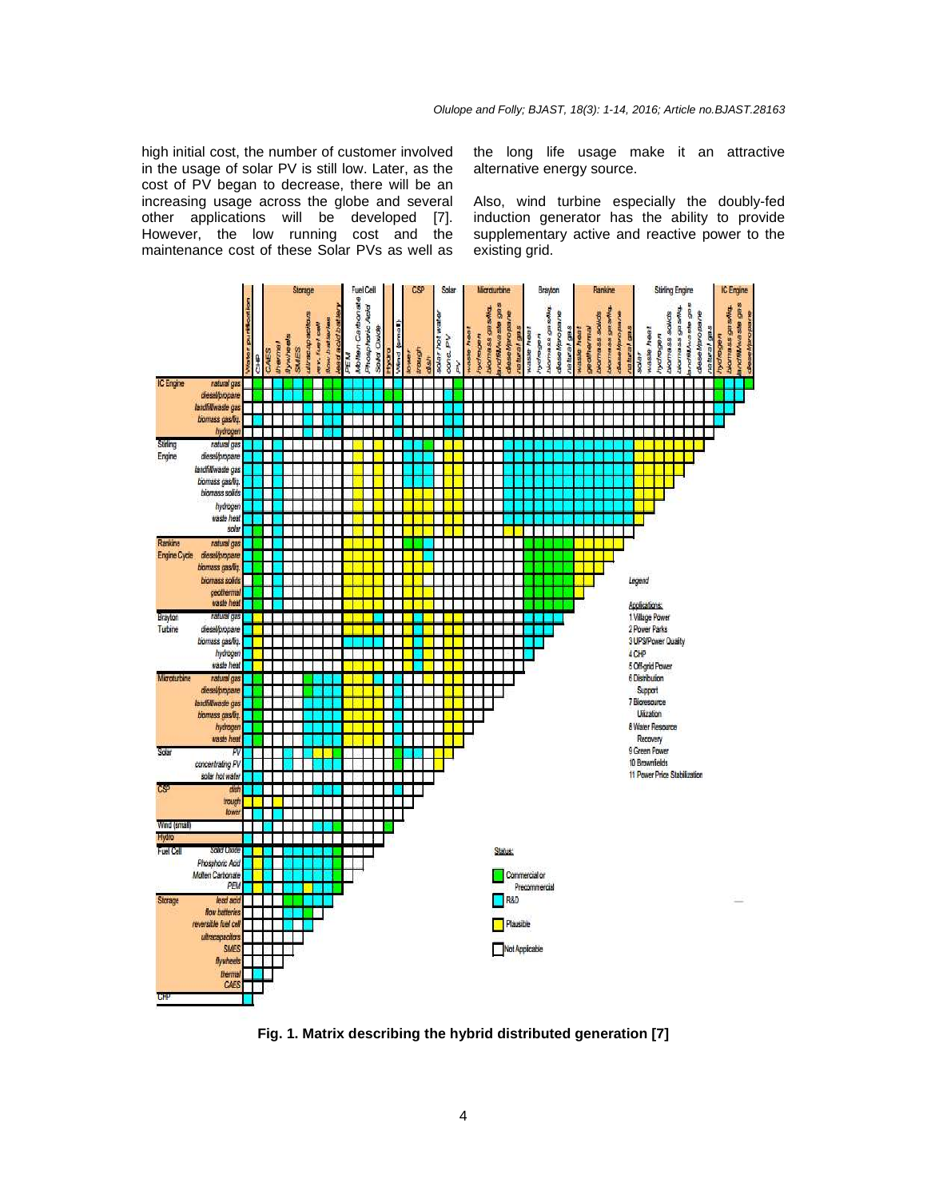high initial cost, the number of customer involved in the usage of solar PV is still low. Later, as the cost of PV began to decrease, there will be an increasing usage across the globe and several other applications will be developed [7]. However, the low running cost and the maintenance cost of these Solar PVs as well as the long life usage make it an attractive alternative energy source.

Also, wind turbine especially the doubly-fed induction generator has the ability to provide supplementary active and reactive power to the existing grid.

**Fig. 1. Matrix describing the hybrid distributed generation [7]**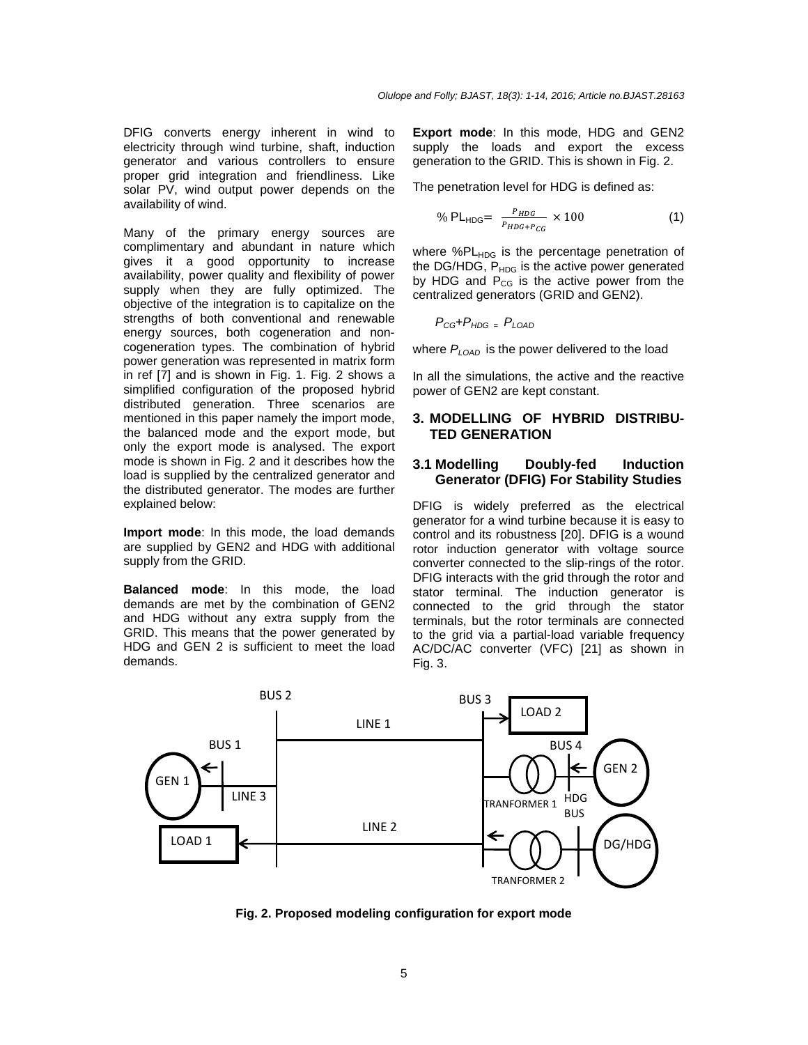DFIG converts energy inherent in wind to electricity through wind turbine, shaft, induction generator and various controllers to ensure proper grid integration and friendliness. Like solar PV, wind output power depends on the availability of wind.

Many of the primary energy sources are complimentary and abundant in nature which gives it a good opportunity to increase availability, power quality and flexibility of power supply when they are fully optimized. The objective of the integration is to capitalize on the strengths of both conventional and renewable energy sources, both cogeneration and non-cogeneration types. The combination of hybrid power generation was represented in matrix form in ref [7] and is shown in Fig. 1. Fig. 2 shows a simplified configuration of the proposed hybrid distributed generation. Three scenarios are mentioned in this paper namely the import mode, the balanced mode and the export mode, but only the export mode is analysed. The export mode is shown in Fig. 2 and it describes how the load is supplied by the centralized generator and the distributed generator. The modes are further explained below:

**Import mode**: In this mode, the load demands are supplied by GEN2 and HDG with additional supply from the GRID.

**Balanced mode**: In this mode, the load demands are met by the combination of GEN2 and HDG without any extra supply from the GRID. This means that the power generated by HDG and GEN 2 is sufficient to meet the load demands.

**Export mode**: In this mode, HDG and GEN2 supply the loads and export the excess generation to the GRID. This is shown in Fig. 2.

The penetration level for HDG is defined as:

$$\%\,PL_{HDG} = \frac{P_{HDG}}{P_{HDG} + P_{CG}} \times 100 \qquad (1)$$

where $\%PL_{HDG}$ is the percentage penetration of the DG/HDG, $P_{HDG}$ is the active power generated by HDG and $P_{CG}$ is the active power from the centralized generators (GRID and GEN2).

$$P_{CG} + P_{HDG} = P_{LOAD}$$

where $P_{LOAD}$ is the power delivered to the load

In all the simulations, the active and the reactive power of GEN2 are kept constant.

## 3. MODELLING OF HYBRID DISTRIBUTED GENERATION

### 3.1 Modelling Doubly-fed Induction Generator (DFIG) For Stability Studies

DFIG is widely preferred as the electrical generator for a wind turbine because it is easy to control and its robustness [20]. DFIG is a wound rotor induction generator with voltage source converter connected to the slip-rings of the rotor. DFIG interacts with the grid through the rotor and stator terminal. The induction generator is connected to the grid through the stator terminals, but the rotor terminals are connected to the grid via a partial-load variable frequency AC/DC/AC converter (VFC) [21] as shown in Fig. 3.

**Fig. 2. Proposed modeling configuration for export mode**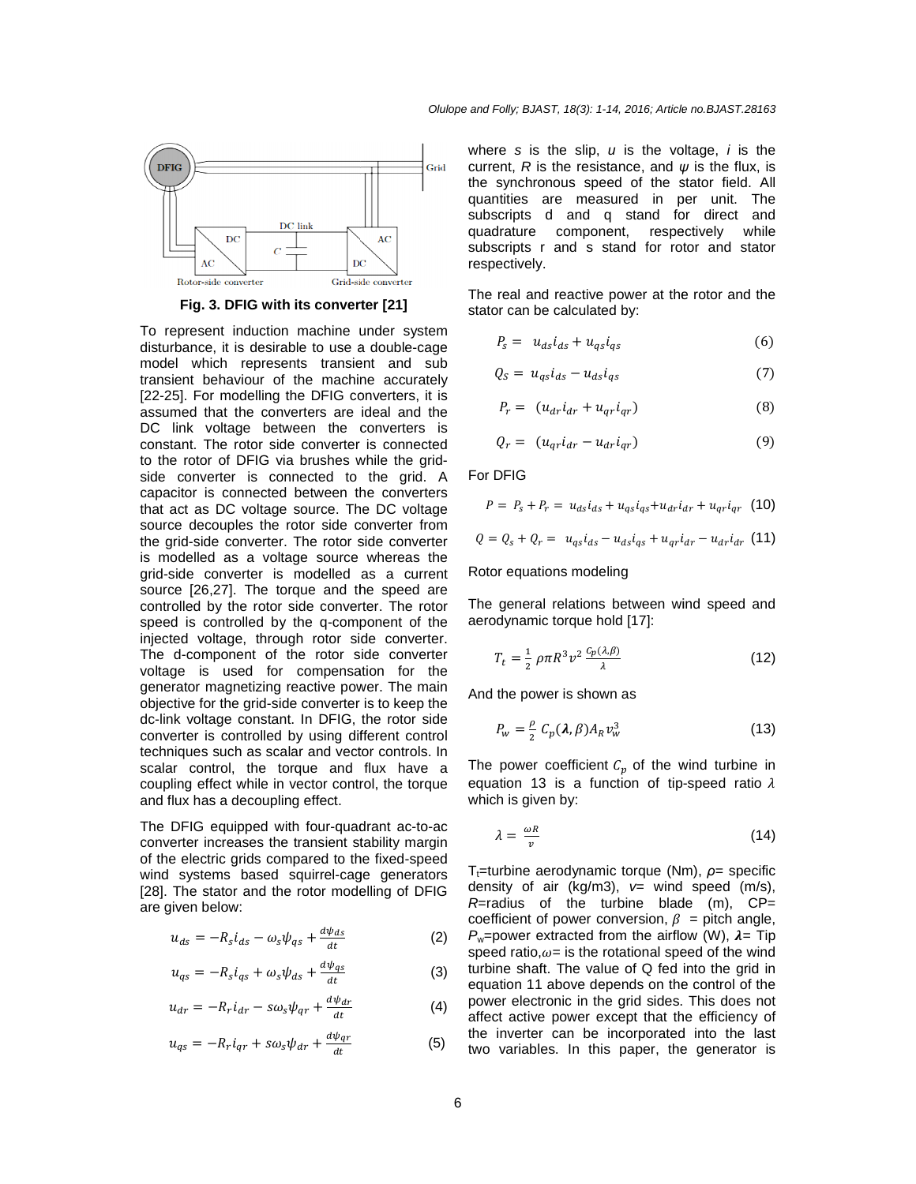Fig. 3. DFIG with its converter [21]

To represent induction machine under system disturbance, it is desirable to use a double-cage model which represents transient and sub transient behaviour of the machine accurately [22-25]. For modelling the DFIG converters, it is assumed that the converters are ideal and the DC link voltage between the converters is constant. The rotor side converter is connected to the rotor of DFIG via brushes while the grid-side converter is connected to the grid. A capacitor is connected between the converters that act as DC voltage source. The DC voltage source decouples the rotor side converter from the grid-side converter. The rotor side converter is modelled as a voltage source whereas the grid-side converter is modelled as a current source [26,27]. The torque and the speed are controlled by the rotor side converter. The rotor speed is controlled by the q-component of the injected voltage, through rotor side converter. The d-component of the rotor side converter voltage is used for compensation for the generator magnetizing reactive power. The main objective for the grid-side converter is to keep the dc-link voltage constant. In DFIG, the rotor side converter is controlled by using different control techniques such as scalar and vector controls. In scalar control, the torque and flux have a coupling effect while in vector control, the torque and flux has a decoupling effect.

The DFIG equipped with four-quadrant ac-to-ac converter increases the transient stability margin of the electric grids compared to the fixed-speed wind systems based squirrel-cage generators [28]. The stator and the rotor modelling of DFIG are given below:

$$u_{ds} = -R_s i_{ds} - \omega_s \psi_{qs} + \frac{d\psi_{ds}}{dt} \tag{2}$$

$$u_{qs} = -R_s i_{qs} + \omega_s \psi_{ds} + \frac{d\psi_{qs}}{dt} \tag{3}$$

$$u_{dr} = -R_r i_{dr} - s\omega_s \psi_{qr} + \frac{d\psi_{dr}}{dt} \tag{4}$$

$$u_{qs} = -R_r i_{qr} + s\omega_s \psi_{dr} + \frac{d\psi_{qr}}{dt} \tag{5}$$

where $s$ is the slip, $u$ is the voltage, $i$ is the current, $R$ is the resistance, and $\psi$ is the flux, is the synchronous speed of the stator field. All quantities are measured in per unit. The subscripts d and q stand for direct and quadrature component, respectively while subscripts r and s stand for rotor and stator respectively.

The real and reactive power at the rotor and the stator can be calculated by:

$$P_s = u_{ds} i_{ds} + u_{qs} i_{qs} \tag{6}$$

$$Q_S = u_{qs} i_{ds} - u_{ds} i_{qs} \tag{7}$$

$$P_r = (u_{dr} i_{dr} + u_{qr} i_{qr}) \tag{8}$$

$$Q_r = (u_{qr} i_{dr} - u_{dr} i_{qr}) \tag{9}$$

For DFIG

$$P = P_s + P_r = u_{ds} i_{ds} + u_{qs} i_{qs} + u_{dr} i_{dr} + u_{qr} i_{qr} \tag{10}$$

$$Q = Q_s + Q_r = u_{qs} i_{ds} - u_{ds} i_{qs} + u_{qr} i_{dr} - u_{dr} i_{dr} \tag{11}$$

Rotor equations modeling

The general relations between wind speed and aerodynamic torque hold [17]:

$$T_t = \frac{1}{2} \rho \pi R^3 v^2 \frac{C_p(\lambda, \beta)}{\lambda} \tag{12}$$

And the power is shown as

$$P_w = \frac{\rho}{2} C_p(\boldsymbol{\lambda}, \beta) A_R v_w^3 \tag{13}$$

The power coefficient $C_p$ of the wind turbine in equation 13 is a function of tip-speed ratio $\lambda$ which is given by:

$$\lambda = \frac{\omega R}{v} \tag{14}$$

$T_t$=turbine aerodynamic torque (Nm), $\rho$= specific density of air (kg/m3), $v$= wind speed (m/s), $R$=radius of the turbine blade (m), CP= coefficient of power conversion, $\beta$ = pitch angle, $P_w$=power extracted from the airflow (W), $\boldsymbol{\lambda}$= Tip speed ratio,$\omega$= is the rotational speed of the wind turbine shaft. The value of Q fed into the grid in equation 11 above depends on the control of the power electronic in the grid sides. This does not affect active power except that the efficiency of the inverter can be incorporated into the last two variables. In this paper, the generator is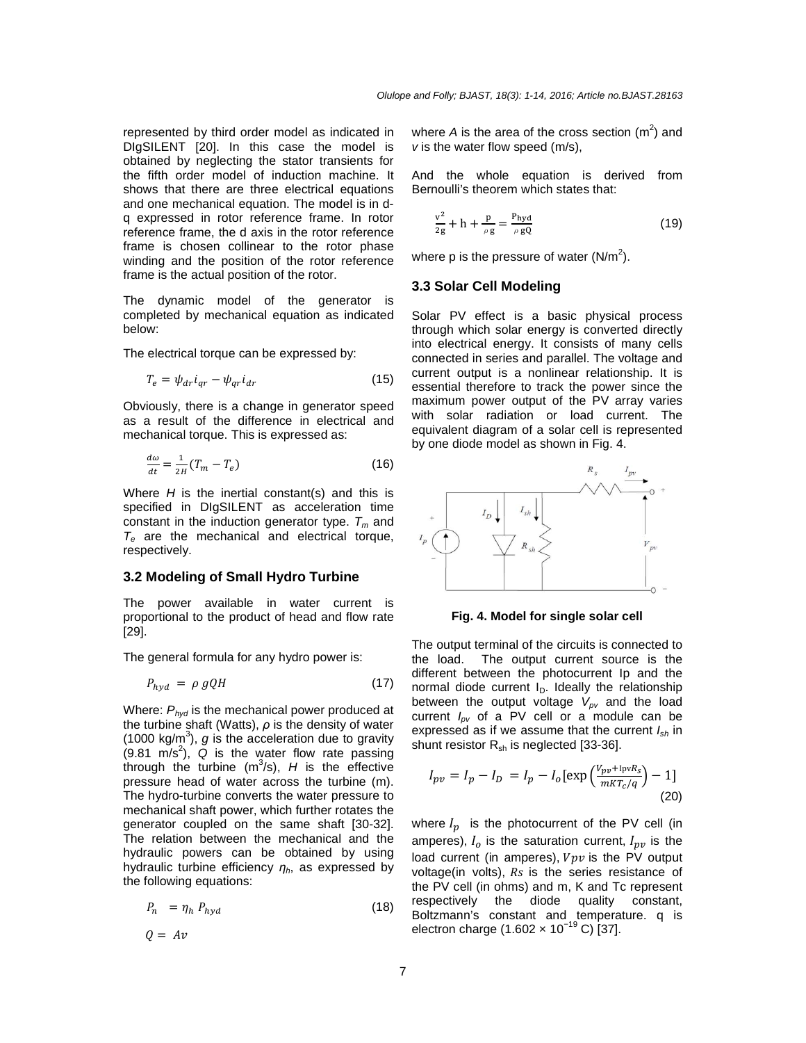represented by third order model as indicated in DIgSILENT [20]. In this case the model is obtained by neglecting the stator transients for the fifth order model of induction machine. It shows that there are three electrical equations and one mechanical equation. The model is in d-q expressed in rotor reference frame. In rotor reference frame, the d axis in the rotor reference frame is chosen collinear to the rotor phase winding and the position of the rotor reference frame is the actual position of the rotor.

The dynamic model of the generator is completed by mechanical equation as indicated below:

The electrical torque can be expressed by:

$$T_e = \psi_{dr} i_{qr} - \psi_{qr} i_{dr} \tag{15}$$

Obviously, there is a change in generator speed as a result of the difference in electrical and mechanical torque. This is expressed as:

$$\frac{d\omega}{dt} = \frac{1}{2H}(T_m - T_e) \tag{16}$$

Where $H$ is the inertial constant(s) and this is specified in DIgSILENT as acceleration time constant in the induction generator type. $T_m$ and $T_e$ are the mechanical and electrical torque, respectively.

### 3.2 Modeling of Small Hydro Turbine

The power available in water current is proportional to the product of head and flow rate [29].

The general formula for any hydro power is:

$$P_{hyd} = \rho\, gQH \tag{17}$$

Where: $P_{hyd}$ is the mechanical power produced at the turbine shaft (Watts), $\rho$ is the density of water (1000 kg/m$^3$), $g$ is the acceleration due to gravity (9.81 m/s$^2$), $Q$ is the water flow rate passing through the turbine (m$^3$/s), $H$ is the effective pressure head of water across the turbine (m). The hydro-turbine converts the water pressure to mechanical shaft power, which further rotates the generator coupled on the same shaft [30-32]. The relation between the mechanical and the hydraulic powers can be obtained by using hydraulic turbine efficiency $\eta_h$, as expressed by the following equations:

$$P_n = \eta_h\, P_{hyd} \tag{18}$$

$$Q = Av$$

where $A$ is the area of the cross section (m$^2$) and $v$ is the water flow speed (m/s),

And the whole equation is derived from Bernoulli's theorem which states that:

$$\frac{v^2}{2g} + h + \frac{p}{\rho g} = \frac{P_{hyd}}{\rho gQ} \tag{19}$$

where p is the pressure of water (N/m$^2$).

### 3.3 Solar Cell Modeling

Solar PV effect is a basic physical process through which solar energy is converted directly into electrical energy. It consists of many cells connected in series and parallel. The voltage and current output is a nonlinear relationship. It is essential therefore to track the power since the maximum power output of the PV array varies with solar radiation or load current. The equivalent diagram of a solar cell is represented by one diode model as shown in Fig. 4.

**Fig. 4. Model for single solar cell**

The output terminal of the circuits is connected to the load. The output current source is the different between the photocurrent Ip and the normal diode current $I_D$. Ideally the relationship between the output voltage $V_{pv}$ and the load current $I_{pv}$ of a PV cell or a module can be expressed as if we assume that the current $I_{sh}$ in shunt resistor $R_{sh}$ is neglected [33-36].

$$I_{pv} = I_p - I_D = I_p - I_o\left[\exp\left(\frac{V_{pv} + I_{pv}R_s}{mKT_c/q}\right) - 1\right] \tag{20}$$

where $I_p$ is the photocurrent of the PV cell (in amperes), $I_o$ is the saturation current, $I_{pv}$ is the load current (in amperes), $Vpv$ is the PV output voltage(in volts), $Rs$ is the series resistance of the PV cell (in ohms) and m, K and Tc represent respectively the diode quality constant, Boltzmann's constant and temperature. q is electron charge (1.602 × 10$^{-19}$ C) [37].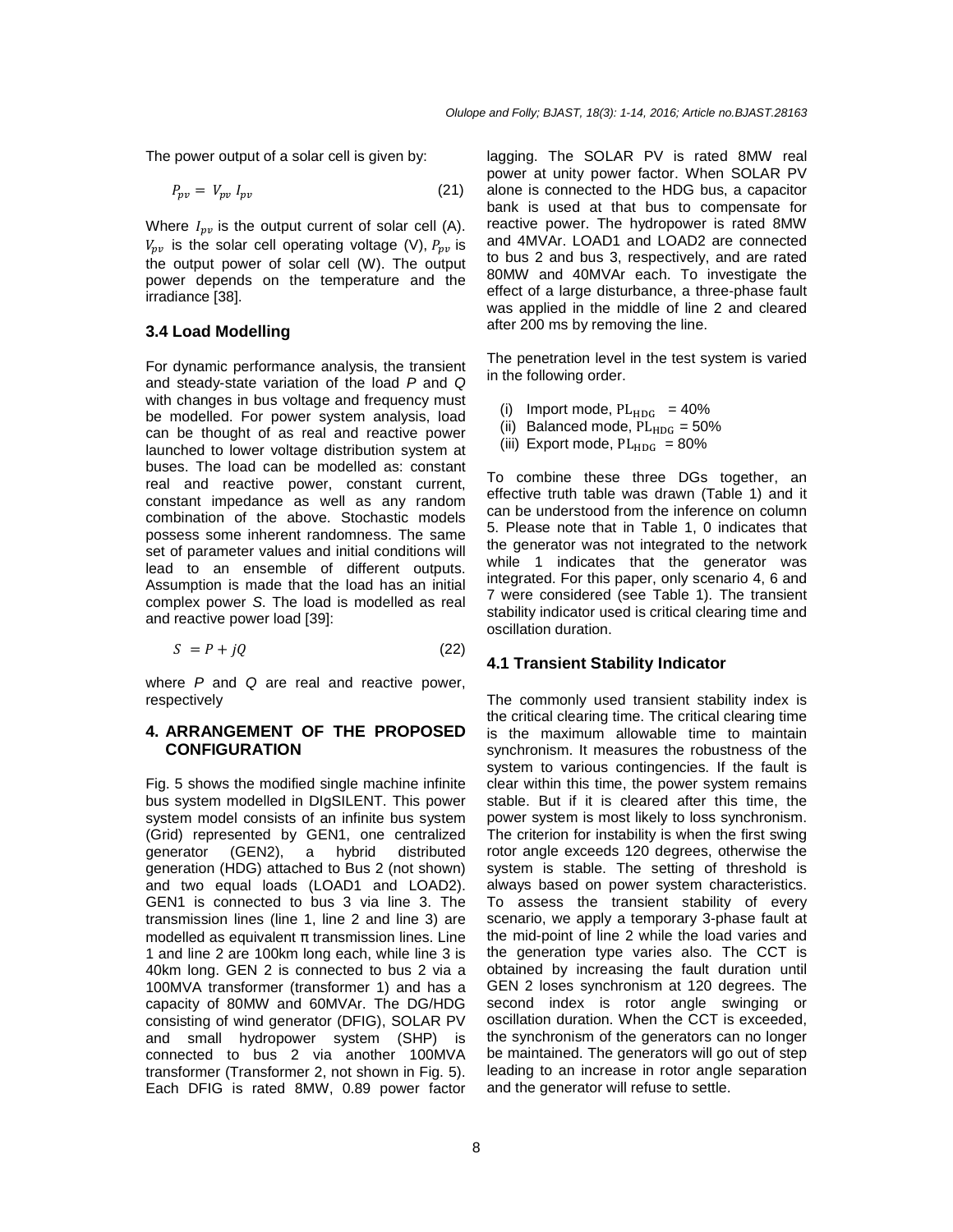The power output of a solar cell is given by:

$$P_{pv} = V_{pv} \, I_{pv} \tag{21}$$

Where $I_{pv}$ is the output current of solar cell (A). $V_{pv}$ is the solar cell operating voltage (V), $P_{pv}$ is the output power of solar cell (W). The output power depends on the temperature and the irradiance [38].

### 3.4 Load Modelling

For dynamic performance analysis, the transient and steady-state variation of the load *P* and *Q* with changes in bus voltage and frequency must be modelled. For power system analysis, load can be thought of as real and reactive power launched to lower voltage distribution system at buses. The load can be modelled as: constant real and reactive power, constant current, constant impedance as well as any random combination of the above. Stochastic models possess some inherent randomness. The same set of parameter values and initial conditions will lead to an ensemble of different outputs. Assumption is made that the load has an initial complex power *S*. The load is modelled as real and reactive power load [39]:

$$S = P + jQ \tag{22}$$

where *P* and *Q* are real and reactive power, respectively

## 4. ARRANGEMENT OF THE PROPOSED CONFIGURATION

Fig. 5 shows the modified single machine infinite bus system modelled in DIgSILENT. This power system model consists of an infinite bus system (Grid) represented by GEN1, one centralized generator (GEN2), a hybrid distributed generation (HDG) attached to Bus 2 (not shown) and two equal loads (LOAD1 and LOAD2). GEN1 is connected to bus 3 via line 3. The transmission lines (line 1, line 2 and line 3) are modelled as equivalent π transmission lines. Line 1 and line 2 are 100km long each, while line 3 is 40km long. GEN 2 is connected to bus 2 via a 100MVA transformer (transformer 1) and has a capacity of 80MW and 60MVAr. The DG/HDG consisting of wind generator (DFIG), SOLAR PV and small hydropower system (SHP) is connected to bus 2 via another 100MVA transformer (Transformer 2, not shown in Fig. 5). Each DFIG is rated 8MW, 0.89 power factor lagging. The SOLAR PV is rated 8MW real power at unity power factor. When SOLAR PV alone is connected to the HDG bus, a capacitor bank is used at that bus to compensate for reactive power. The hydropower is rated 8MW and 4MVAr. LOAD1 and LOAD2 are connected to bus 2 and bus 3, respectively, and are rated 80MW and 40MVAr each. To investigate the effect of a large disturbance, a three-phase fault was applied in the middle of line 2 and cleared after 200 ms by removing the line.

The penetration level in the test system is varied in the following order.

(i) Import mode, $\mathrm{PL_{HDG}}$ = 40%
(ii) Balanced mode, $\mathrm{PL_{HDG}}$ = 50%
(iii) Export mode, $\mathrm{PL_{HDG}}$ = 80%

To combine these three DGs together, an effective truth table was drawn (Table 1) and it can be understood from the inference on column 5. Please note that in Table 1, 0 indicates that the generator was not integrated to the network while 1 indicates that the generator was integrated. For this paper, only scenario 4, 6 and 7 were considered (see Table 1). The transient stability indicator used is critical clearing time and oscillation duration.

### 4.1 Transient Stability Indicator

The commonly used transient stability index is the critical clearing time. The critical clearing time is the maximum allowable time to maintain synchronism. It measures the robustness of the system to various contingencies. If the fault is clear within this time, the power system remains stable. But if it is cleared after this time, the power system is most likely to loss synchronism. The criterion for instability is when the first swing rotor angle exceeds 120 degrees, otherwise the system is stable. The setting of threshold is always based on power system characteristics. To assess the transient stability of every scenario, we apply a temporary 3-phase fault at the mid-point of line 2 while the load varies and the generation type varies also. The CCT is obtained by increasing the fault duration until GEN 2 loses synchronism at 120 degrees. The second index is rotor angle swinging or oscillation duration. When the CCT is exceeded, the synchronism of the generators can no longer be maintained. The generators will go out of step leading to an increase in rotor angle separation and the generator will refuse to settle.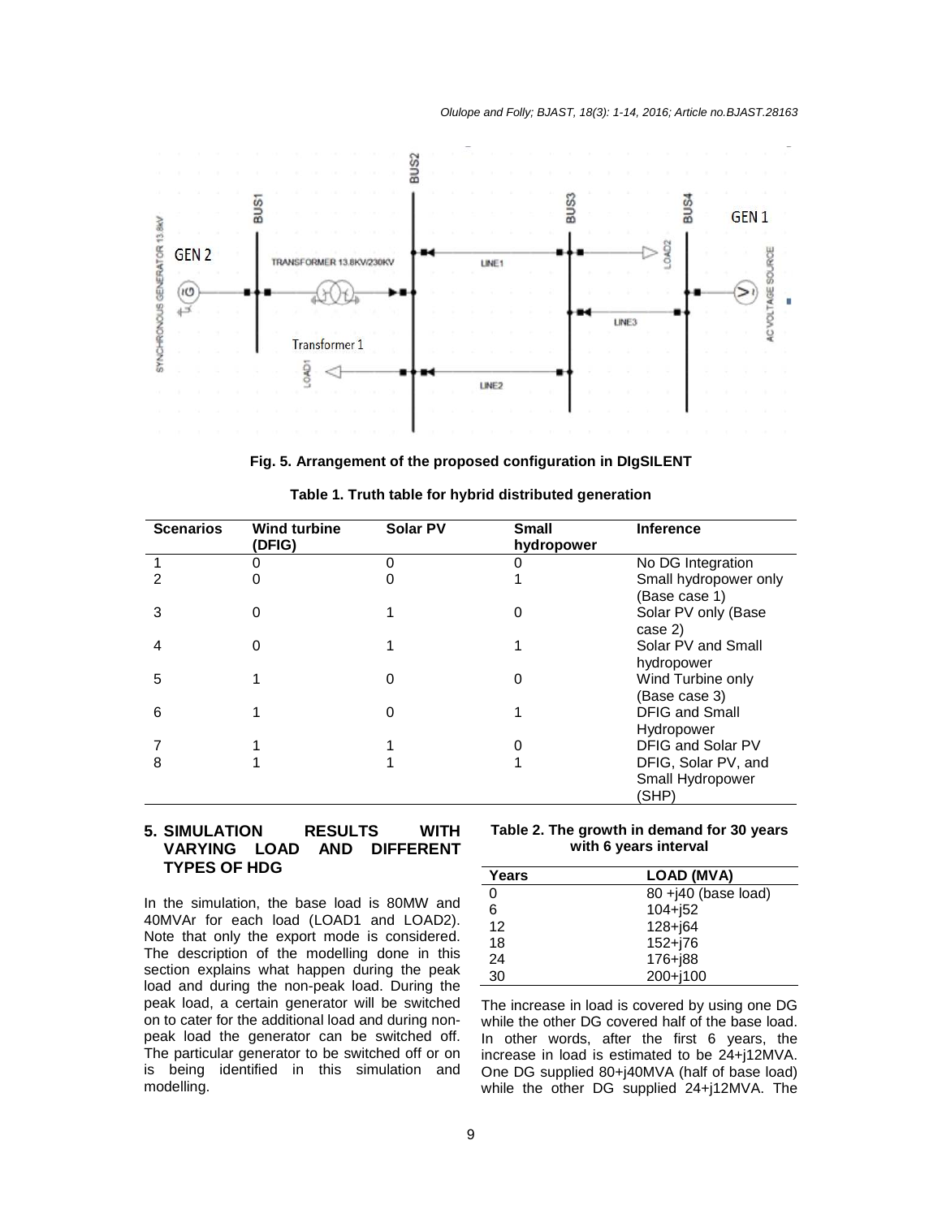Fig. 5. Arrangement of the proposed configuration in DIgSILENT

**Table 1. Truth table for hybrid distributed generation**

| Scenarios | Wind turbine (DFIG) | Solar PV | Small hydropower | Inference |
|---|---|---|---|---|
| 1 | 0 | 0 | 0 | No DG Integration |
| 2 | 0 | 0 | 1 | Small hydropower only (Base case 1) |
| 3 | 0 | 1 | 0 | Solar PV only (Base case 2) |
| 4 | 0 | 1 | 1 | Solar PV and Small hydropower |
| 5 | 1 | 0 | 0 | Wind Turbine only (Base case 3) |
| 6 | 1 | 0 | 1 | DFIG and Small Hydropower |
| 7 | 1 | 1 | 0 | DFIG and Solar PV |
| 8 | 1 | 1 | 1 | DFIG, Solar PV, and Small Hydropower (SHP) |

## 5. SIMULATION RESULTS WITH VARYING LOAD AND DIFFERENT TYPES OF HDG

In the simulation, the base load is 80MW and 40MVAr for each load (LOAD1 and LOAD2). Note that only the export mode is considered. The description of the modelling done in this section explains what happen during the peak load and during the non-peak load. During the peak load, a certain generator will be switched on to cater for the additional load and during non-peak load the generator can be switched off. The particular generator to be switched off or on is being identified in this simulation and modelling.

**Table 2. The growth in demand for 30 years with 6 years interval**

| Years | LOAD (MVA) |
|---|---|
| 0 | 80 +j40 (base load) |
| 6 | 104+j52 |
| 12 | 128+j64 |
| 18 | 152+j76 |
| 24 | 176+j88 |
| 30 | 200+j100 |

The increase in load is covered by using one DG while the other DG covered half of the base load. In other words, after the first 6 years, the increase in load is estimated to be 24+j12MVA. One DG supplied 80+j40MVA (half of base load) while the other DG supplied 24+j12MVA. The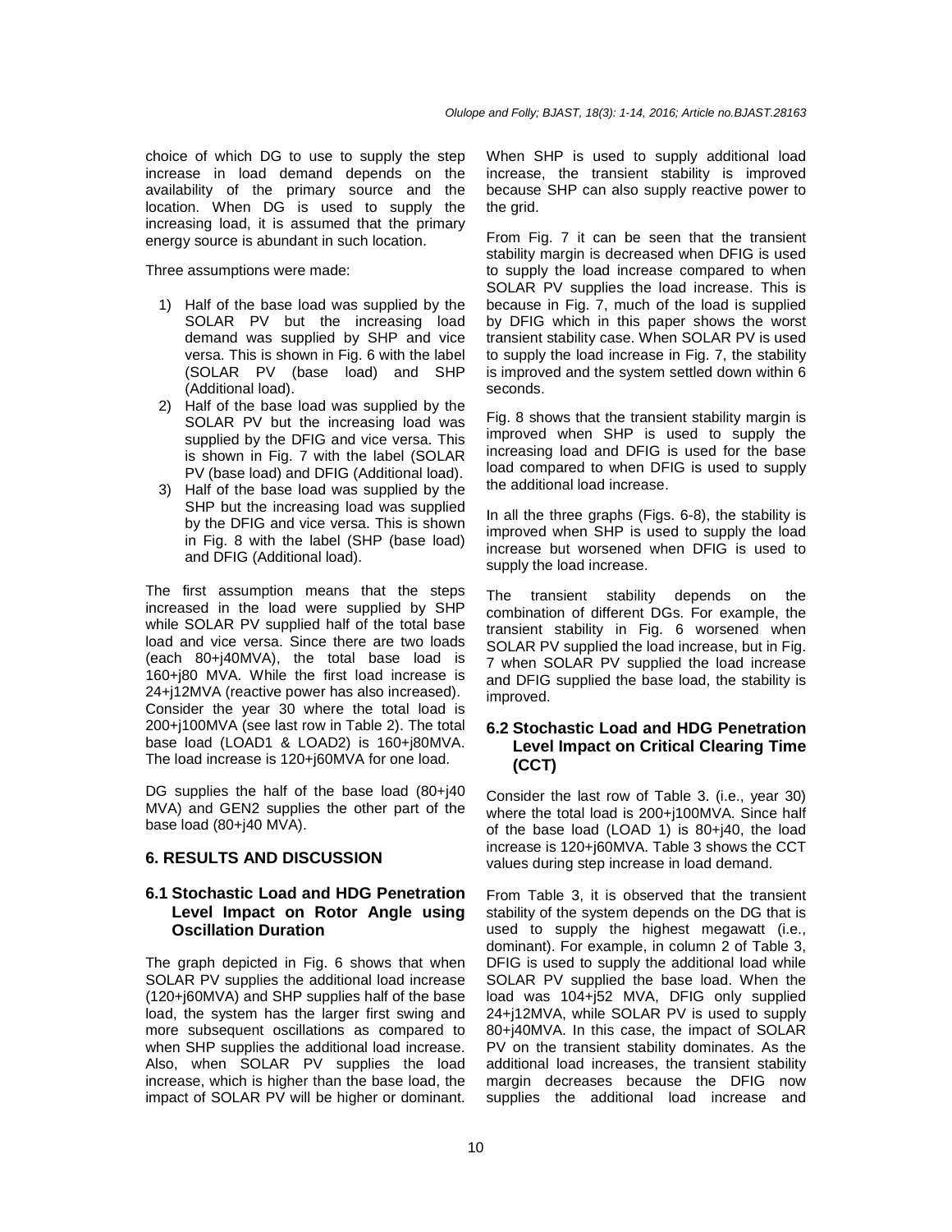choice of which DG to use to supply the step increase in load demand depends on the availability of the primary source and the location. When DG is used to supply the increasing load, it is assumed that the primary energy source is abundant in such location.

Three assumptions were made:

1) Half of the base load was supplied by the SOLAR PV but the increasing load demand was supplied by SHP and vice versa. This is shown in Fig. 6 with the label (SOLAR PV (base load) and SHP (Additional load).
2) Half of the base load was supplied by the SOLAR PV but the increasing load was supplied by the DFIG and vice versa. This is shown in Fig. 7 with the label (SOLAR PV (base load) and DFIG (Additional load).
3) Half of the base load was supplied by the SHP but the increasing load was supplied by the DFIG and vice versa. This is shown in Fig. 8 with the label (SHP (base load) and DFIG (Additional load).

The first assumption means that the steps increased in the load were supplied by SHP while SOLAR PV supplied half of the total base load and vice versa. Since there are two loads (each 80+j40MVA), the total base load is 160+j80 MVA. While the first load increase is 24+j12MVA (reactive power has also increased). Consider the year 30 where the total load is 200+j100MVA (see last row in Table 2). The total base load (LOAD1 & LOAD2) is 160+j80MVA. The load increase is 120+j60MVA for one load.

DG supplies the half of the base load (80+j40 MVA) and GEN2 supplies the other part of the base load (80+j40 MVA).

## 6. RESULTS AND DISCUSSION

### 6.1 Stochastic Load and HDG Penetration Level Impact on Rotor Angle using Oscillation Duration

The graph depicted in Fig. 6 shows that when SOLAR PV supplies the additional load increase (120+j60MVA) and SHP supplies half of the base load, the system has the larger first swing and more subsequent oscillations as compared to when SHP supplies the additional load increase. Also, when SOLAR PV supplies the load increase, which is higher than the base load, the impact of SOLAR PV will be higher or dominant. When SHP is used to supply additional load increase, the transient stability is improved because SHP can also supply reactive power to the grid.

From Fig. 7 it can be seen that the transient stability margin is decreased when DFIG is used to supply the load increase compared to when SOLAR PV supplies the load increase. This is because in Fig. 7, much of the load is supplied by DFIG which in this paper shows the worst transient stability case. When SOLAR PV is used to supply the load increase in Fig. 7, the stability is improved and the system settled down within 6 seconds.

Fig. 8 shows that the transient stability margin is improved when SHP is used to supply the increasing load and DFIG is used for the base load compared to when DFIG is used to supply the additional load increase.

In all the three graphs (Figs. 6-8), the stability is improved when SHP is used to supply the load increase but worsened when DFIG is used to supply the load increase.

The transient stability depends on the combination of different DGs. For example, the transient stability in Fig. 6 worsened when SOLAR PV supplied the load increase, but in Fig. 7 when SOLAR PV supplied the load increase and DFIG supplied the base load, the stability is improved.

### 6.2 Stochastic Load and HDG Penetration Level Impact on Critical Clearing Time (CCT)

Consider the last row of Table 3. (i.e., year 30) where the total load is 200+j100MVA. Since half of the base load (LOAD 1) is 80+j40, the load increase is 120+j60MVA. Table 3 shows the CCT values during step increase in load demand.

From Table 3, it is observed that the transient stability of the system depends on the DG that is used to supply the highest megawatt (i.e., dominant). For example, in column 2 of Table 3, DFIG is used to supply the additional load while SOLAR PV supplied the base load. When the load was 104+j52 MVA, DFIG only supplied 24+j12MVA, while SOLAR PV is used to supply 80+j40MVA. In this case, the impact of SOLAR PV on the transient stability dominates. As the additional load increases, the transient stability margin decreases because the DFIG now supplies the additional load increase and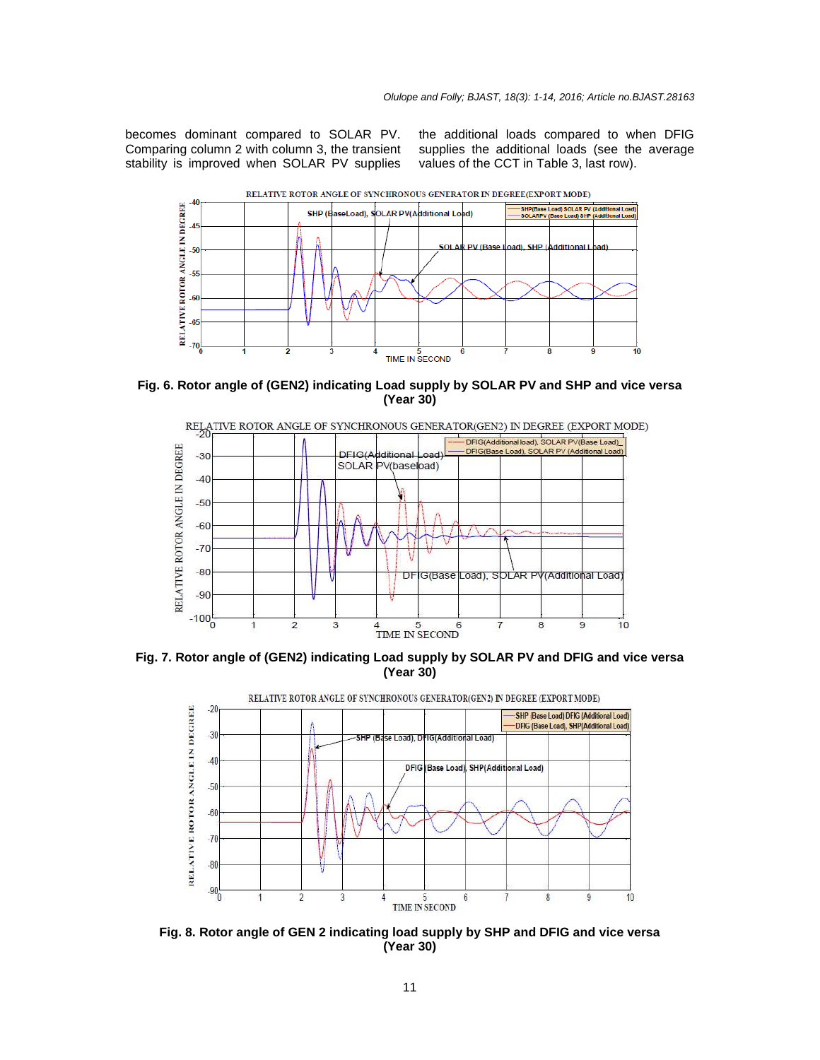becomes dominant compared to SOLAR PV. Comparing column 2 with column 3, the transient stability is improved when SOLAR PV supplies the additional loads compared to when DFIG supplies the additional loads (see the average values of the CCT in Table 3, last row).

**Fig. 6. Rotor angle of (GEN2) indicating Load supply by SOLAR PV and SHP and vice versa (Year 30)**

**Fig. 7. Rotor angle of (GEN2) indicating Load supply by SOLAR PV and DFIG and vice versa (Year 30)**

**Fig. 8. Rotor angle of GEN 2 indicating load supply by SHP and DFIG and vice versa (Year 30)**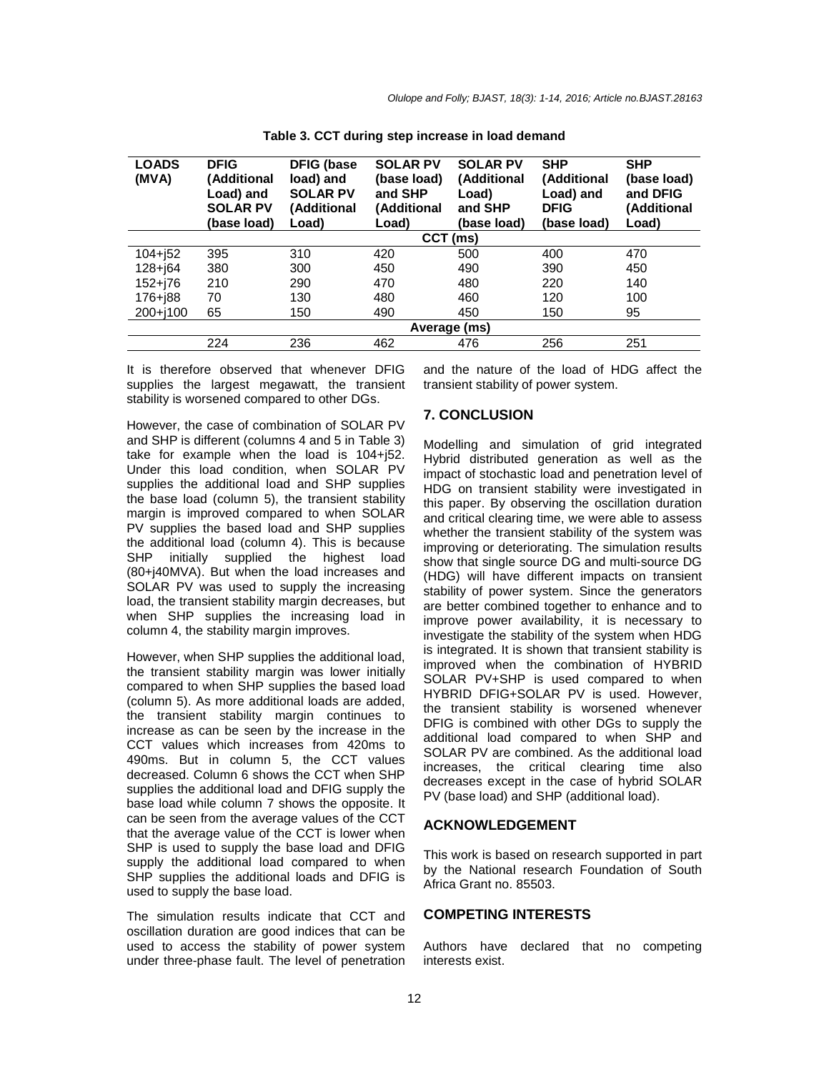**Table 3. CCT during step increase in load demand**

| LOADS (MVA) | DFIG (Additional Load) and SOLAR PV (base load) | DFIG (base load) and SOLAR PV (Additional Load) | SOLAR PV (base load) and SHP (Additional Load) | SOLAR PV (Additional Load) and SHP (base load) | SHP (Additional Load) and DFIG (base load) | SHP (base load) and DFIG (Additional Load) |
|---|---|---|---|---|---|---|
| | CCT (ms) | | | | | |
| 104+j52 | 395 | 310 | 420 | 500 | 400 | 470 |
| 128+j64 | 380 | 300 | 450 | 490 | 390 | 450 |
| 152+j76 | 210 | 290 | 470 | 480 | 220 | 140 |
| 176+j88 | 70 | 130 | 480 | 460 | 120 | 100 |
| 200+j100 | 65 | 150 | 490 | 450 | 150 | 95 |
| | Average (ms) | | | | | |
| | 224 | 236 | 462 | 476 | 256 | 251 |

It is therefore observed that whenever DFIG supplies the largest megawatt, the transient stability is worsened compared to other DGs.

However, the case of combination of SOLAR PV and SHP is different (columns 4 and 5 in Table 3) take for example when the load is 104+j52. Under this load condition, when SOLAR PV supplies the additional load and SHP supplies the base load (column 5), the transient stability margin is improved compared to when SOLAR PV supplies the based load and SHP supplies the additional load (column 4). This is because SHP initially supplied the highest load (80+j40MVA). But when the load increases and SOLAR PV was used to supply the increasing load, the transient stability margin decreases, but when SHP supplies the increasing load in column 4, the stability margin improves.

However, when SHP supplies the additional load, the transient stability margin was lower initially compared to when SHP supplies the based load (column 5). As more additional loads are added, the transient stability margin continues to increase as can be seen by the increase in the CCT values which increases from 420ms to 490ms. But in column 5, the CCT values decreased. Column 6 shows the CCT when SHP supplies the additional load and DFIG supply the base load while column 7 shows the opposite. It can be seen from the average values of the CCT that the average value of the CCT is lower when SHP is used to supply the base load and DFIG supply the additional load compared to when SHP supplies the additional loads and DFIG is used to supply the base load.

The simulation results indicate that CCT and oscillation duration are good indices that can be used to access the stability of power system under three-phase fault. The level of penetration and the nature of the load of HDG affect the transient stability of power system.

## 7. CONCLUSION

Modelling and simulation of grid integrated Hybrid distributed generation as well as the impact of stochastic load and penetration level of HDG on transient stability were investigated in this paper. By observing the oscillation duration and critical clearing time, we were able to assess whether the transient stability of the system was improving or deteriorating. The simulation results show that single source DG and multi-source DG (HDG) will have different impacts on transient stability of power system. Since the generators are better combined together to enhance and to improve power availability, it is necessary to investigate the stability of the system when HDG is integrated. It is shown that transient stability is improved when the combination of HYBRID SOLAR PV+SHP is used compared to when HYBRID DFIG+SOLAR PV is used. However, the transient stability is worsened whenever DFIG is combined with other DGs to supply the additional load compared to when SHP and SOLAR PV are combined. As the additional load increases, the critical clearing time also decreases except in the case of hybrid SOLAR PV (base load) and SHP (additional load).

## ACKNOWLEDGEMENT

This work is based on research supported in part by the National research Foundation of South Africa Grant no. 85503.

## COMPETING INTERESTS

Authors have declared that no competing interests exist.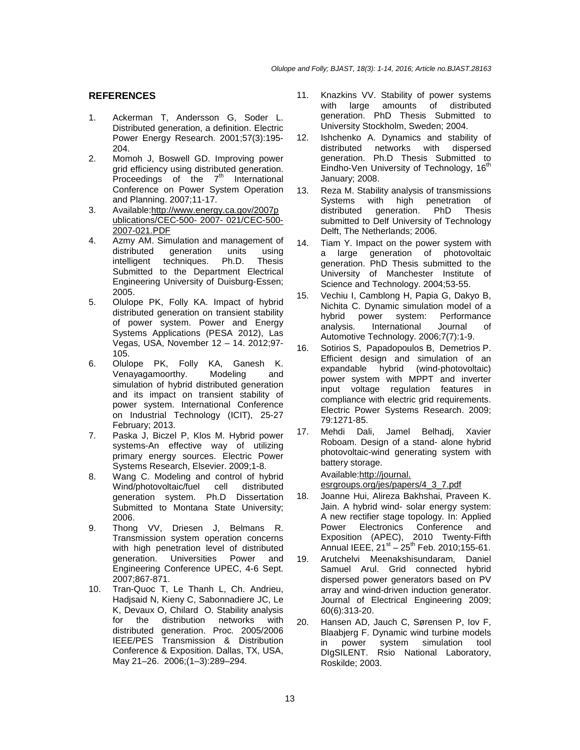## REFERENCES

1. Ackerman T, Andersson G, Soder L. Distributed generation, a definition. Electric Power Energy Research. 2001;57(3):195-204.
2. Momoh J, Boswell GD. Improving power grid efficiency using distributed generation. Proceedings of the 7th International Conference on Power System Operation and Planning. 2007;11-17.
3. Available:http://www.energy.ca.gov/2007publications/CEC-500- 2007- 021/CEC-500-2007-021.PDF
4. Azmy AM. Simulation and management of distributed generation units using intelligent techniques. Ph.D. Thesis Submitted to the Department Electrical Engineering University of Duisburg-Essen; 2005.
5. Olulope PK, Folly KA. Impact of hybrid distributed generation on transient stability of power system. Power and Energy Systems Applications (PESA 2012), Las Vegas, USA, November 12 – 14. 2012;97-105.
6. Olulope PK, Folly KA, Ganesh K. Venayagamoorthy. Modeling and simulation of hybrid distributed generation and its impact on transient stability of power system. International Conference on Industrial Technology (ICIT), 25-27 February; 2013.
7. Paska J, Biczel P, Klos M. Hybrid power systems-An effective way of utilizing primary energy sources. Electric Power Systems Research, Elsevier. 2009;1-8.
8. Wang C. Modeling and control of hybrid Wind/photovoltaic/fuel cell distributed generation system. Ph.D Dissertation Submitted to Montana State University; 2006.
9. Thong VV, Driesen J, Belmans R. Transmission system operation concerns with high penetration level of distributed generation. Universities Power and Engineering Conference UPEC, 4-6 Sept. 2007;867-871.
10. Tran-Quoc T, Le Thanh L, Ch. Andrieu, Hadjsaid N, Kieny C, Sabonnadiere JC, Le K, Devaux O, Chilard O. Stability analysis for the distribution networks with distributed generation. Proc. 2005/2006 IEEE/PES Transmission & Distribution Conference & Exposition. Dallas, TX, USA, May 21–26. 2006;(1–3):289–294.
11. Knazkins VV. Stability of power systems with large amounts of distributed generation. PhD Thesis Submitted to University Stockholm, Sweden; 2004.
12. Ishchenko A. Dynamics and stability of distributed networks with dispersed generation. Ph.D Thesis Submitted to Eindho-Ven University of Technology, 16th January; 2008.
13. Reza M. Stability analysis of transmissions Systems with high penetration of distributed generation. PhD Thesis submitted to Delf University of Technology Delft, The Netherlands; 2006.
14. Tiam Y. Impact on the power system with a large generation of photovoltaic generation. PhD Thesis submitted to the University of Manchester Institute of Science and Technology. 2004;53-55.
15. Vechiu I, Camblong H, Papia G, Dakyo B, Nichita C. Dynamic simulation model of a hybrid power system: Performance analysis. International Journal of Automotive Technology. 2006;7(7):1-9.
16. Sotirios S, Papadopoulos B, Demetrios P. Efficient design and simulation of an expandable hybrid (wind-photovoltaic) power system with MPPT and inverter input voltage regulation features in compliance with electric grid requirements. Electric Power Systems Research. 2009; 79:1271-85.
17. Mehdi Dali, Jamel Belhadj, Xavier Roboam. Design of a stand- alone hybrid photovoltaic-wind generating system with battery storage.
    Available:http://journal. esrgroups.org/jes/papers/4_3_7.pdf
18. Joanne Hui, Alireza Bakhshai, Praveen K. Jain. A hybrid wind- solar energy system: A new rectifier stage topology. In: Applied Power Electronics Conference and Exposition (APEC), 2010 Twenty-Fifth Annual IEEE, 21st – 25th Feb. 2010;155-61.
19. Arutchelvi Meenakshisundaram, Daniel Samuel Arul. Grid connected hybrid dispersed power generators based on PV array and wind-driven induction generator. Journal of Electrical Engineering 2009; 60(6):313-20.
20. Hansen AD, Jauch C, Sørensen P, Iov F, Blaabjerg F. Dynamic wind turbine models in power system simulation tool DIgSILENT. Rsio National Laboratory, Roskilde; 2003.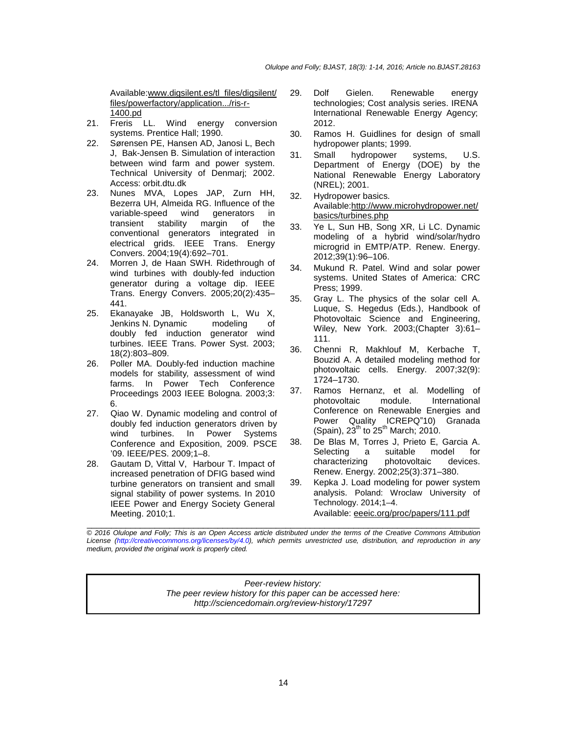Available:www.digsilent.es/tl_files/digsilent/files/powerfactory/application.../ris-r-1400.pd

21. Freris LL. Wind energy conversion systems. Prentice Hall; 1990.
22. Sørensen PE, Hansen AD, Janosi L, Bech J, Bak-Jensen B. Simulation of interaction between wind farm and power system. Technical University of Denmarj; 2002. Access: orbit.dtu.dk
23. Nunes MVA, Lopes JAP, Zurn HH, Bezerra UH, Almeida RG. Influence of the variable-speed wind generators in transient stability margin of the conventional generators integrated in electrical grids. IEEE Trans. Energy Convers. 2004;19(4):692–701.
24. Morren J, de Haan SWH. Ridethrough of wind turbines with doubly-fed induction generator during a voltage dip. IEEE Trans. Energy Convers. 2005;20(2):435–441.
25. Ekanayake JB, Holdsworth L, Wu X, Jenkins N. Dynamic modeling of doubly fed induction generator wind turbines. IEEE Trans. Power Syst. 2003; 18(2):803–809.
26. Poller MA. Doubly-fed induction machine models for stability, assessment of wind farms. In Power Tech Conference Proceedings 2003 IEEE Bologna. 2003;3: 6.
27. Qiao W. Dynamic modeling and control of doubly fed induction generators driven by wind turbines. In Power Systems Conference and Exposition, 2009. PSCE '09. IEEE/PES. 2009;1–8.
28. Gautam D, Vittal V, Harbour T. Impact of increased penetration of DFIG based wind turbine generators on transient and small signal stability of power systems. In 2010 IEEE Power and Energy Society General Meeting. 2010;1.
29. Dolf Gielen. Renewable energy technologies; Cost analysis series. IRENA International Renewable Energy Agency; 2012.
30. Ramos H. Guidlines for design of small hydropower plants; 1999.
31. Small hydropower systems, U.S. Department of Energy (DOE) by the National Renewable Energy Laboratory (NREL); 2001.
32. Hydropower basics. Available:http://www.microhydropower.net/basics/turbines.php
33. Ye L, Sun HB, Song XR, Li LC. Dynamic modeling of a hybrid wind/solar/hydro microgrid in EMTP/ATP. Renew. Energy. 2012;39(1):96–106.
34. Mukund R. Patel. Wind and solar power systems. United States of America: CRC Press; 1999.
35. Gray L. The physics of the solar cell A. Luque, S. Hegedus (Eds.), Handbook of Photovoltaic Science and Engineering, Wiley, New York. 2003;(Chapter 3):61–111.
36. Chenni R, Makhlouf M, Kerbache T, Bouzid A. A detailed modeling method for photovoltaic cells. Energy. 2007;32(9): 1724–1730.
37. Ramos Hernanz, et al. Modelling of photovoltaic module. International Conference on Renewable Energies and Power Quality ICREPQ"10) Granada (Spain), 23th to 25th March; 2010.
38. De Blas M, Torres J, Prieto E, Garcia A. Selecting a suitable model for characterizing photovoltaic devices. Renew. Energy. 2002;25(3):371–380.
39. Kepka J. Load modeling for power system analysis. Poland: Wroclaw University of Technology. 2014;1–4. Available: eeeic.org/proc/papers/111.pdf

---

*© 2016 Olulope and Folly; This is an Open Access article distributed under the terms of the Creative Commons Attribution License (http://creativecommons.org/licenses/by/4.0), which permits unrestricted use, distribution, and reproduction in any medium, provided the original work is properly cited.*

*Peer-review history:*
*The peer review history for this paper can be accessed here:*
*http://sciencedomain.org/review-history/17297*